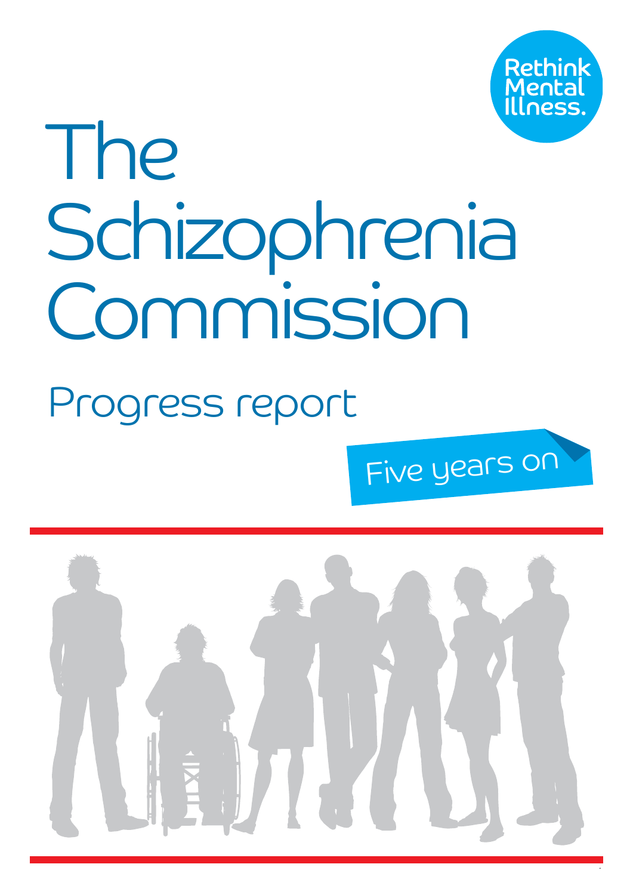Rethink Mental Illness.

# The Schizophrenia Commission

## Progress report

Five years on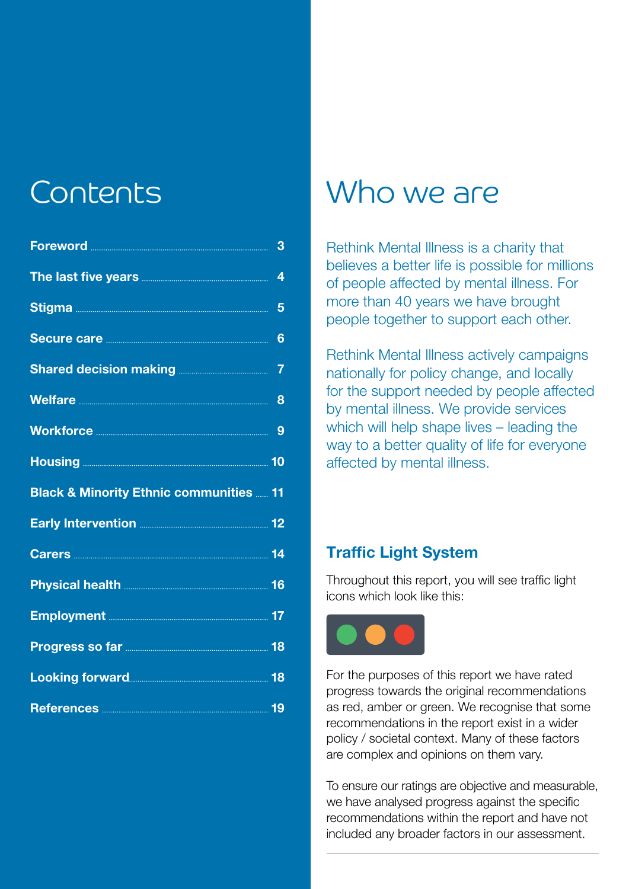# Contents

- **Foreword** 3
- **The last five years** 4
- **Stigma** 5
- **Secure care** 6
- **Shared decision making** 7
- **Welfare** 8
- **Workforce** 9
- **Housing** 10
- **Black & Minority Ethnic communities** 11
- **Early Intervention** 12
- **Carers** 14
- **Physical health** 16
- **Employment** 17
- **Progress so far** 18
- **Looking forward** 18
- **References** 19

# Who we are

Rethink Mental Illness is a charity that believes a better life is possible for millions of people affected by mental illness. For more than 40 years we have brought people together to support each other.

Rethink Mental Illness actively campaigns nationally for policy change, and locally for the support needed by people affected by mental illness. We provide services which will help shape lives – leading the way to a better quality of life for everyone affected by mental illness.

## Traffic Light System

Throughout this report, you will see traffic light icons which look like this:

For the purposes of this report we have rated progress towards the original recommendations as red, amber or green. We recognise that some recommendations in the report exist in a wider policy / societal context. Many of these factors are complex and opinions on them vary.

To ensure our ratings are objective and measurable, we have analysed progress against the specific recommendations within the report and have not included any broader factors in our assessment.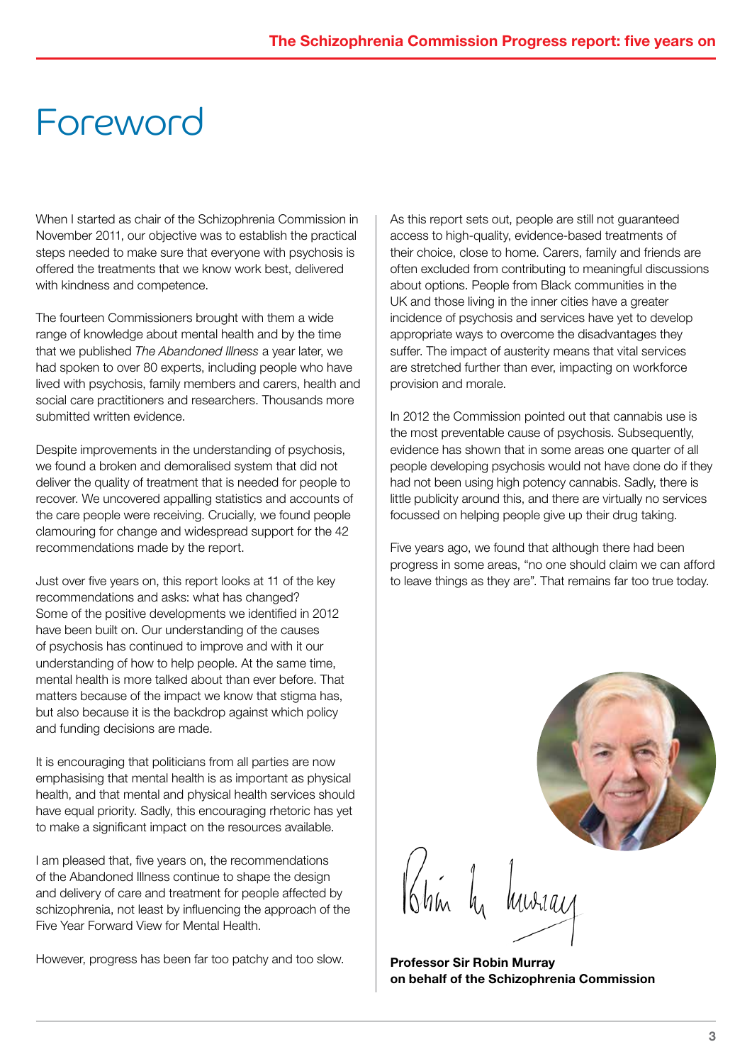# Foreword

When I started as chair of the Schizophrenia Commission in November 2011, our objective was to establish the practical steps needed to make sure that everyone with psychosis is offered the treatments that we know work best, delivered with kindness and competence.

The fourteen Commissioners brought with them a wide range of knowledge about mental health and by the time that we published *The Abandoned Illness* a year later, we had spoken to over 80 experts, including people who have lived with psychosis, family members and carers, health and social care practitioners and researchers. Thousands more submitted written evidence.

Despite improvements in the understanding of psychosis, we found a broken and demoralised system that did not deliver the quality of treatment that is needed for people to recover. We uncovered appalling statistics and accounts of the care people were receiving. Crucially, we found people clamouring for change and widespread support for the 42 recommendations made by the report.

Just over five years on, this report looks at 11 of the key recommendations and asks: what has changed? Some of the positive developments we identified in 2012 have been built on. Our understanding of the causes of psychosis has continued to improve and with it our understanding of how to help people. At the same time, mental health is more talked about than ever before. That matters because of the impact we know that stigma has, but also because it is the backdrop against which policy and funding decisions are made.

It is encouraging that politicians from all parties are now emphasising that mental health is as important as physical health, and that mental and physical health services should have equal priority. Sadly, this encouraging rhetoric has yet to make a significant impact on the resources available.

I am pleased that, five years on, the recommendations of the Abandoned Illness continue to shape the design and delivery of care and treatment for people affected by schizophrenia, not least by influencing the approach of the Five Year Forward View for Mental Health.

However, progress has been far too patchy and too slow.

As this report sets out, people are still not guaranteed access to high-quality, evidence-based treatments of their choice, close to home. Carers, family and friends are often excluded from contributing to meaningful discussions about options. People from Black communities in the UK and those living in the inner cities have a greater incidence of psychosis and services have yet to develop appropriate ways to overcome the disadvantages they suffer. The impact of austerity means that vital services are stretched further than ever, impacting on workforce provision and morale.

In 2012 the Commission pointed out that cannabis use is the most preventable cause of psychosis. Subsequently, evidence has shown that in some areas one quarter of all people developing psychosis would not have done do if they had not been using high potency cannabis. Sadly, there is little publicity around this, and there are virtually no services focussed on helping people give up their drug taking.

Five years ago, we found that although there had been progress in some areas, "no one should claim we can afford to leave things as they are". That remains far too true today.

**Professor Sir Robin Murray**
**on behalf of the Schizophrenia Commission**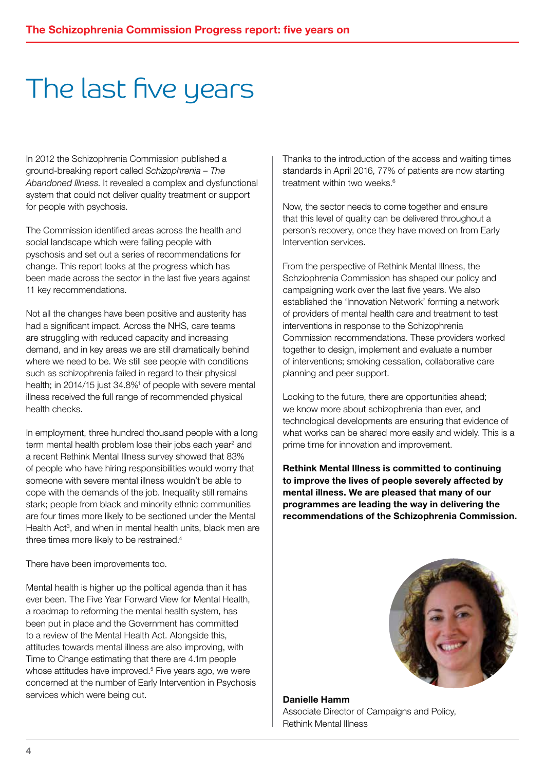# The last five years

In 2012 the Schizophrenia Commission published a ground-breaking report called *Schizophrenia – The Abandoned Illness*. It revealed a complex and dysfunctional system that could not deliver quality treatment or support for people with psychosis.

The Commission identified areas across the health and social landscape which were failing people with pyschosis and set out a series of recommendations for change. This report looks at the progress which has been made across the sector in the last five years against 11 key recommendations.

Not all the changes have been positive and austerity has had a significant impact. Across the NHS, care teams are struggling with reduced capacity and increasing demand, and in key areas we are still dramatically behind where we need to be. We still see people with conditions such as schizophrenia failed in regard to their physical health; in 2014/15 just 34.8%[1] of people with severe mental illness received the full range of recommended physical health checks.

In employment, three hundred thousand people with a long term mental health problem lose their jobs each year[2] and a recent Rethink Mental Illness survey showed that 83% of people who have hiring responsibilities would worry that someone with severe mental illness wouldn't be able to cope with the demands of the job. Inequality still remains stark; people from black and minority ethnic communities are four times more likely to be sectioned under the Mental Health Act[3], and when in mental health units, black men are three times more likely to be restrained.[4]

There have been improvements too.

Mental health is higher up the poltical agenda than it has ever been. The Five Year Forward View for Mental Health, a roadmap to reforming the mental health system, has been put in place and the Government has committed to a review of the Mental Health Act. Alongside this, attitudes towards mental illness are also improving, with Time to Change estimating that there are 4.1m people whose attitudes have improved.[5] Five years ago, we were concerned at the number of Early Intervention in Psychosis services which were being cut.

Thanks to the introduction of the access and waiting times standards in April 2016, 77% of patients are now starting treatment within two weeks.[6]

Now, the sector needs to come together and ensure that this level of quality can be delivered throughout a person's recovery, once they have moved on from Early Intervention services.

From the perspective of Rethink Mental Illness, the Schziophrenia Commission has shaped our policy and campaigning work over the last five years. We also established the 'Innovation Network' forming a network of providers of mental health care and treatment to test interventions in response to the Schizophrenia Commission recommendations. These providers worked together to design, implement and evaluate a number of interventions; smoking cessation, collaborative care planning and peer support.

Looking to the future, there are opportunities ahead; we know more about schizophrenia than ever, and technological developments are ensuring that evidence of what works can be shared more easily and widely. This is a prime time for innovation and improvement.

**Rethink Mental Illness is committed to continuing to improve the lives of people severely affected by mental illness. We are pleased that many of our programmes are leading the way in delivering the recommendations of the Schizophrenia Commission.**

**Danielle Hamm**
Associate Director of Campaigns and Policy,
Rethink Mental Illness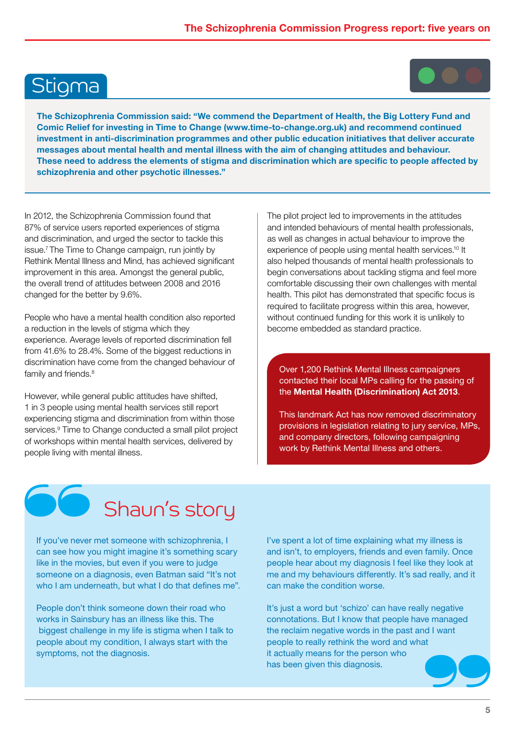# Stigma

**The Schizophrenia Commission said: "We commend the Department of Health, the Big Lottery Fund and Comic Relief for investing in Time to Change (www.time-to-change.org.uk) and recommend continued investment in anti-discrimination programmes and other public education initiatives that deliver accurate messages about mental health and mental illness with the aim of changing attitudes and behaviour. These need to address the elements of stigma and discrimination which are specific to people affected by schizophrenia and other psychotic illnesses."**

In 2012, the Schizophrenia Commission found that 87% of service users reported experiences of stigma and discrimination, and urged the sector to tackle this issue.[7] The Time to Change campaign, run jointly by Rethink Mental Illness and Mind, has achieved significant improvement in this area. Amongst the general public, the overall trend of attitudes between 2008 and 2016 changed for the better by 9.6%.

People who have a mental health condition also reported a reduction in the levels of stigma which they experience. Average levels of reported discrimination fell from 41.6% to 28.4%. Some of the biggest reductions in discrimination have come from the changed behaviour of family and friends.[8]

However, while general public attitudes have shifted, 1 in 3 people using mental health services still report experiencing stigma and discrimination from within those services.[9] Time to Change conducted a small pilot project of workshops within mental health services, delivered by people living with mental illness.

The pilot project led to improvements in the attitudes and intended behaviours of mental health professionals, as well as changes in actual behaviour to improve the experience of people using mental health services.[10] It also helped thousands of mental health professionals to begin conversations about tackling stigma and feel more comfortable discussing their own challenges with mental health. This pilot has demonstrated that specific focus is required to facilitate progress within this area, however, without continued funding for this work it is unlikely to become embedded as standard practice.

Over 1,200 Rethink Mental Illness campaigners contacted their local MPs calling for the passing of the **Mental Health (Discrimination) Act 2013**.

This landmark Act has now removed discriminatory provisions in legislation relating to jury service, MPs, and company directors, following campaigning work by Rethink Mental Illness and others.

## Shaun's story

If you've never met someone with schizophrenia, I can see how you might imagine it's something scary like in the movies, but even if you were to judge someone on a diagnosis, even Batman said "It's not who I am underneath, but what I do that defines me".

People don't think someone down their road who works in Sainsbury has an illness like this. The biggest challenge in my life is stigma when I talk to people about my condition, I always start with the symptoms, not the diagnosis.

I've spent a lot of time explaining what my illness is and isn't, to employers, friends and even family. Once people hear about my diagnosis I feel like they look at me and my behaviours differently. It's sad really, and it can make the condition worse.

It's just a word but 'schizo' can have really negative connotations. But I know that people have managed the reclaim negative words in the past and I want people to really rethink the word and what it actually means for the person who has been given this diagnosis.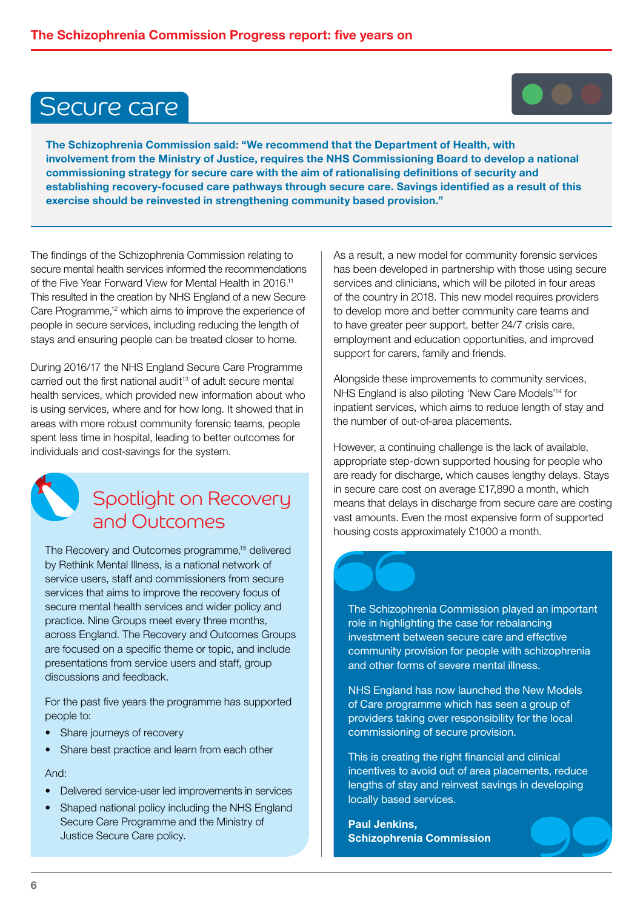# Secure care

**The Schizophrenia Commission said: "We recommend that the Department of Health, with involvement from the Ministry of Justice, requires the NHS Commissioning Board to develop a national commissioning strategy for secure care with the aim of rationalising definitions of security and establishing recovery-focused care pathways through secure care. Savings identified as a result of this exercise should be reinvested in strengthening community based provision."**

The findings of the Schizophrenia Commission relating to secure mental health services informed the recommendations of the Five Year Forward View for Mental Health in 2016.[11] This resulted in the creation by NHS England of a new Secure Care Programme,[12] which aims to improve the experience of people in secure services, including reducing the length of stays and ensuring people can be treated closer to home.

During 2016/17 the NHS England Secure Care Programme carried out the first national audit[13] of adult secure mental health services, which provided new information about who is using services, where and for how long. It showed that in areas with more robust community forensic teams, people spent less time in hospital, leading to better outcomes for individuals and cost-savings for the system.

## Spotlight on Recovery and Outcomes

The Recovery and Outcomes programme,[15] delivered by Rethink Mental Illness, is a national network of service users, staff and commissioners from secure services that aims to improve the recovery focus of secure mental health services and wider policy and practice. Nine Groups meet every three months, across England. The Recovery and Outcomes Groups are focused on a specific theme or topic, and include presentations from service users and staff, group discussions and feedback.

For the past five years the programme has supported people to:

- Share journeys of recovery
- Share best practice and learn from each other

And:

- Delivered service-user led improvements in services
- Shaped national policy including the NHS England Secure Care Programme and the Ministry of Justice Secure Care policy.

As a result, a new model for community forensic services has been developed in partnership with those using secure services and clinicians, which will be piloted in four areas of the country in 2018. This new model requires providers to develop more and better community care teams and to have greater peer support, better 24/7 crisis care, employment and education opportunities, and improved support for carers, family and friends.

Alongside these improvements to community services, NHS England is also piloting 'New Care Models'[14] for inpatient services, which aims to reduce length of stay and the number of out-of-area placements.

However, a continuing challenge is the lack of available, appropriate step-down supported housing for people who are ready for discharge, which causes lengthy delays. Stays in secure care cost on average £17,890 a month, which means that delays in discharge from secure care are costing vast amounts. Even the most expensive form of supported housing costs approximately £1000 a month.

> The Schizophrenia Commission played an important role in highlighting the case for rebalancing investment between secure care and effective community provision for people with schizophrenia and other forms of severe mental illness.
>
> NHS England has now launched the New Models of Care programme which has seen a group of providers taking over responsibility for the local commissioning of secure provision.
>
> This is creating the right financial and clinical incentives to avoid out of area placements, reduce lengths of stay and reinvest savings in developing locally based services.
>
> **Paul Jenkins,**
> **Schizophrenia Commission**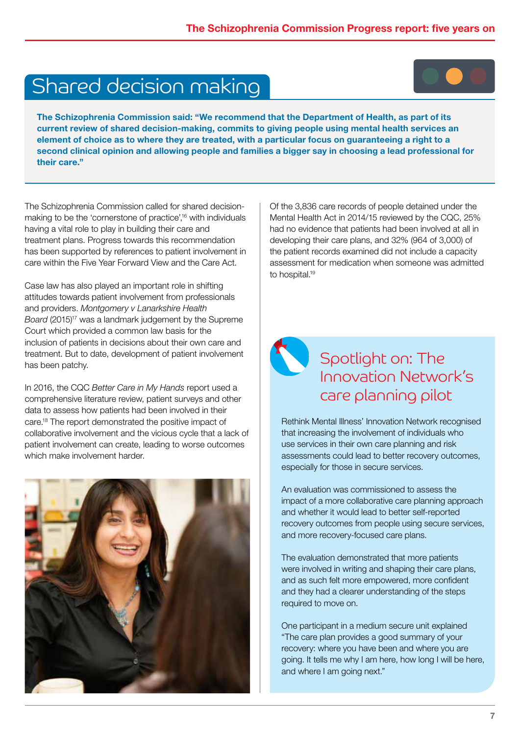# Shared decision making

**The Schizophrenia Commission said: "We recommend that the Department of Health, as part of its current review of shared decision-making, commits to giving people using mental health services an element of choice as to where they are treated, with a particular focus on guaranteeing a right to a second clinical opinion and allowing people and families a bigger say in choosing a lead professional for their care."**

The Schizophrenia Commission called for shared decision-making to be the 'cornerstone of practice',[16] with individuals having a vital role to play in building their care and treatment plans. Progress towards this recommendation has been supported by references to patient involvement in care within the Five Year Forward View and the Care Act.

Case law has also played an important role in shifting attitudes towards patient involvement from professionals and providers. *Montgomery v Lanarkshire Health Board* (2015)[17] was a landmark judgement by the Supreme Court which provided a common law basis for the inclusion of patients in decisions about their own care and treatment. But to date, development of patient involvement has been patchy.

In 2016, the CQC *Better Care in My Hands* report used a comprehensive literature review, patient surveys and other data to assess how patients had been involved in their care.[18] The report demonstrated the positive impact of collaborative involvement and the vicious cycle that a lack of patient involvement can create, leading to worse outcomes which make involvement harder.

Of the 3,836 care records of people detained under the Mental Health Act in 2014/15 reviewed by the CQC, 25% had no evidence that patients had been involved at all in developing their care plans, and 32% (964 of 3,000) of the patient records examined did not include a capacity assessment for medication when someone was admitted to hospital.[19]

## Spotlight on: The Innovation Network's care planning pilot

Rethink Mental Illness' Innovation Network recognised that increasing the involvement of individuals who use services in their own care planning and risk assessments could lead to better recovery outcomes, especially for those in secure services.

An evaluation was commissioned to assess the impact of a more collaborative care planning approach and whether it would lead to better self-reported recovery outcomes from people using secure services, and more recovery-focused care plans.

The evaluation demonstrated that more patients were involved in writing and shaping their care plans, and as such felt more empowered, more confident and they had a clearer understanding of the steps required to move on.

One participant in a medium secure unit explained "The care plan provides a good summary of your recovery: where you have been and where you are going. It tells me why I am here, how long I will be here, and where I am going next."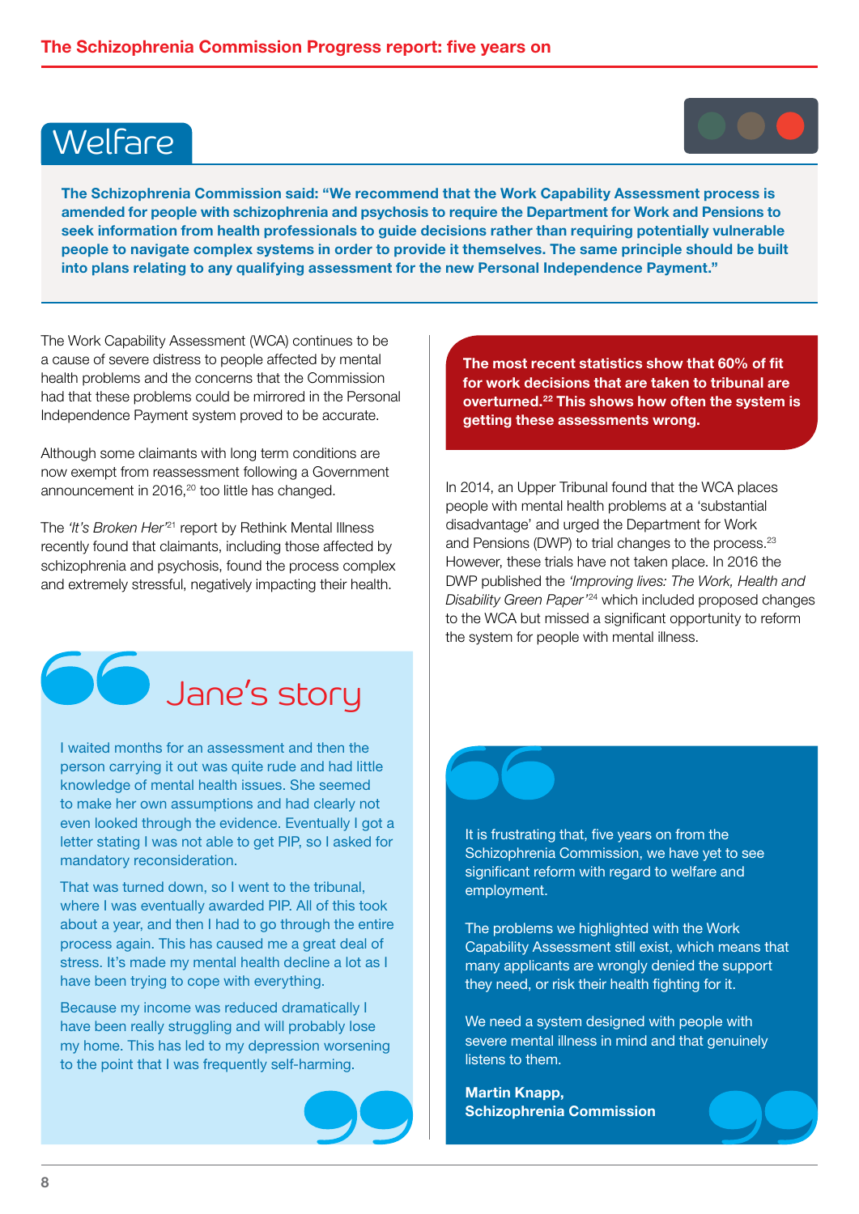# Welfare

**The Schizophrenia Commission said: "We recommend that the Work Capability Assessment process is amended for people with schizophrenia and psychosis to require the Department for Work and Pensions to seek information from health professionals to guide decisions rather than requiring potentially vulnerable people to navigate complex systems in order to provide it themselves. The same principle should be built into plans relating to any qualifying assessment for the new Personal Independence Payment."**

The Work Capability Assessment (WCA) continues to be a cause of severe distress to people affected by mental health problems and the concerns that the Commission had that these problems could be mirrored in the Personal Independence Payment system proved to be accurate.

Although some claimants with long term conditions are now exempt from reassessment following a Government announcement in 2016,[20] too little has changed.

The *'It's Broken Her'*[21] report by Rethink Mental Illness recently found that claimants, including those affected by schizophrenia and psychosis, found the process complex and extremely stressful, negatively impacting their health.

## Jane's story

I waited months for an assessment and then the person carrying it out was quite rude and had little knowledge of mental health issues. She seemed to make her own assumptions and had clearly not even looked through the evidence. Eventually I got a letter stating I was not able to get PIP, so I asked for mandatory reconsideration.

That was turned down, so I went to the tribunal, where I was eventually awarded PIP. All of this took about a year, and then I had to go through the entire process again. This has caused me a great deal of stress. It's made my mental health decline a lot as I have been trying to cope with everything.

Because my income was reduced dramatically I have been really struggling and will probably lose my home. This has led to my depression worsening to the point that I was frequently self-harming.

**The most recent statistics show that 60% of fit for work decisions that are taken to tribunal are overturned.[22] This shows how often the system is getting these assessments wrong.**

In 2014, an Upper Tribunal found that the WCA places people with mental health problems at a 'substantial disadvantage' and urged the Department for Work and Pensions (DWP) to trial changes to the process.[23] However, these trials have not taken place. In 2016 the DWP published the *'Improving lives: The Work, Health and Disability Green Paper'*[24] which included proposed changes to the WCA but missed a significant opportunity to reform the system for people with mental illness.

It is frustrating that, five years on from the Schizophrenia Commission, we have yet to see significant reform with regard to welfare and employment.

The problems we highlighted with the Work Capability Assessment still exist, which means that many applicants are wrongly denied the support they need, or risk their health fighting for it.

We need a system designed with people with severe mental illness in mind and that genuinely listens to them.

**Martin Knapp,**
**Schizophrenia Commission**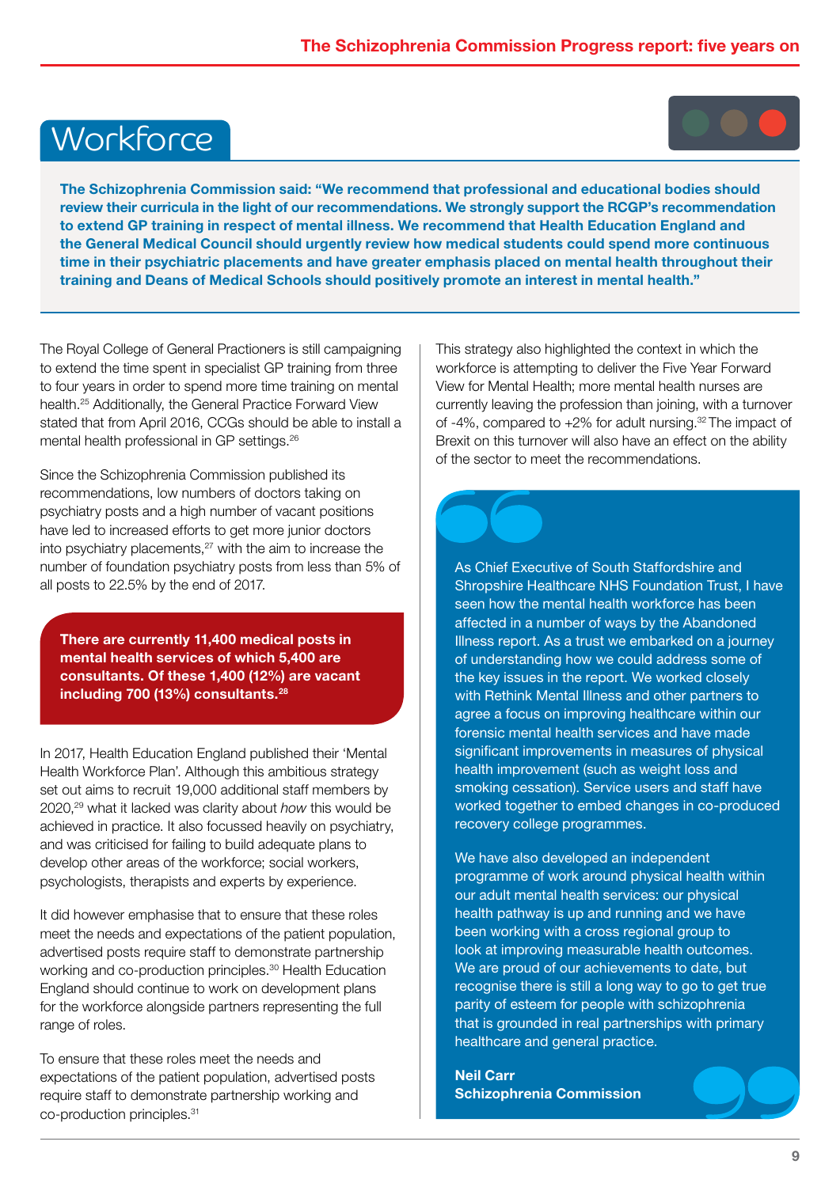# Workforce

**The Schizophrenia Commission said: "We recommend that professional and educational bodies should review their curricula in the light of our recommendations. We strongly support the RCGP's recommendation to extend GP training in respect of mental illness. We recommend that Health Education England and the General Medical Council should urgently review how medical students could spend more continuous time in their psychiatric placements and have greater emphasis placed on mental health throughout their training and Deans of Medical Schools should positively promote an interest in mental health."**

The Royal College of General Practioners is still campaigning to extend the time spent in specialist GP training from three to four years in order to spend more time training on mental health.[25] Additionally, the General Practice Forward View stated that from April 2016, CCGs should be able to install a mental health professional in GP settings.[26]

Since the Schizophrenia Commission published its recommendations, low numbers of doctors taking on psychiatry posts and a high number of vacant positions have led to increased efforts to get more junior doctors into psychiatry placements,[27] with the aim to increase the number of foundation psychiatry posts from less than 5% of all posts to 22.5% by the end of 2017.

**There are currently 11,400 medical posts in mental health services of which 5,400 are consultants. Of these 1,400 (12%) are vacant including 700 (13%) consultants.[28]**

In 2017, Health Education England published their 'Mental Health Workforce Plan'. Although this ambitious strategy set out aims to recruit 19,000 additional staff members by 2020,[29] what it lacked was clarity about *how* this would be achieved in practice. It also focussed heavily on psychiatry, and was criticised for failing to build adequate plans to develop other areas of the workforce; social workers, psychologists, therapists and experts by experience.

It did however emphasise that to ensure that these roles meet the needs and expectations of the patient population, advertised posts require staff to demonstrate partnership working and co-production principles.[30] Health Education England should continue to work on development plans for the workforce alongside partners representing the full range of roles.

To ensure that these roles meet the needs and expectations of the patient population, advertised posts require staff to demonstrate partnership working and co-production principles.[31]

This strategy also highlighted the context in which the workforce is attempting to deliver the Five Year Forward View for Mental Health; more mental health nurses are currently leaving the profession than joining, with a turnover of -4%, compared to +2% for adult nursing.[32] The impact of Brexit on this turnover will also have an effect on the ability of the sector to meet the recommendations.

As Chief Executive of South Staffordshire and Shropshire Healthcare NHS Foundation Trust, I have seen how the mental health workforce has been affected in a number of ways by the Abandoned Illness report. As a trust we embarked on a journey of understanding how we could address some of the key issues in the report. We worked closely with Rethink Mental Illness and other partners to agree a focus on improving healthcare within our forensic mental health services and have made significant improvements in measures of physical health improvement (such as weight loss and smoking cessation). Service users and staff have worked together to embed changes in co-produced recovery college programmes.

We have also developed an independent programme of work around physical health within our adult mental health services: our physical health pathway is up and running and we have been working with a cross regional group to look at improving measurable health outcomes. We are proud of our achievements to date, but recognise there is still a long way to go to get true parity of esteem for people with schizophrenia that is grounded in real partnerships with primary healthcare and general practice.

**Neil Carr**
**Schizophrenia Commission**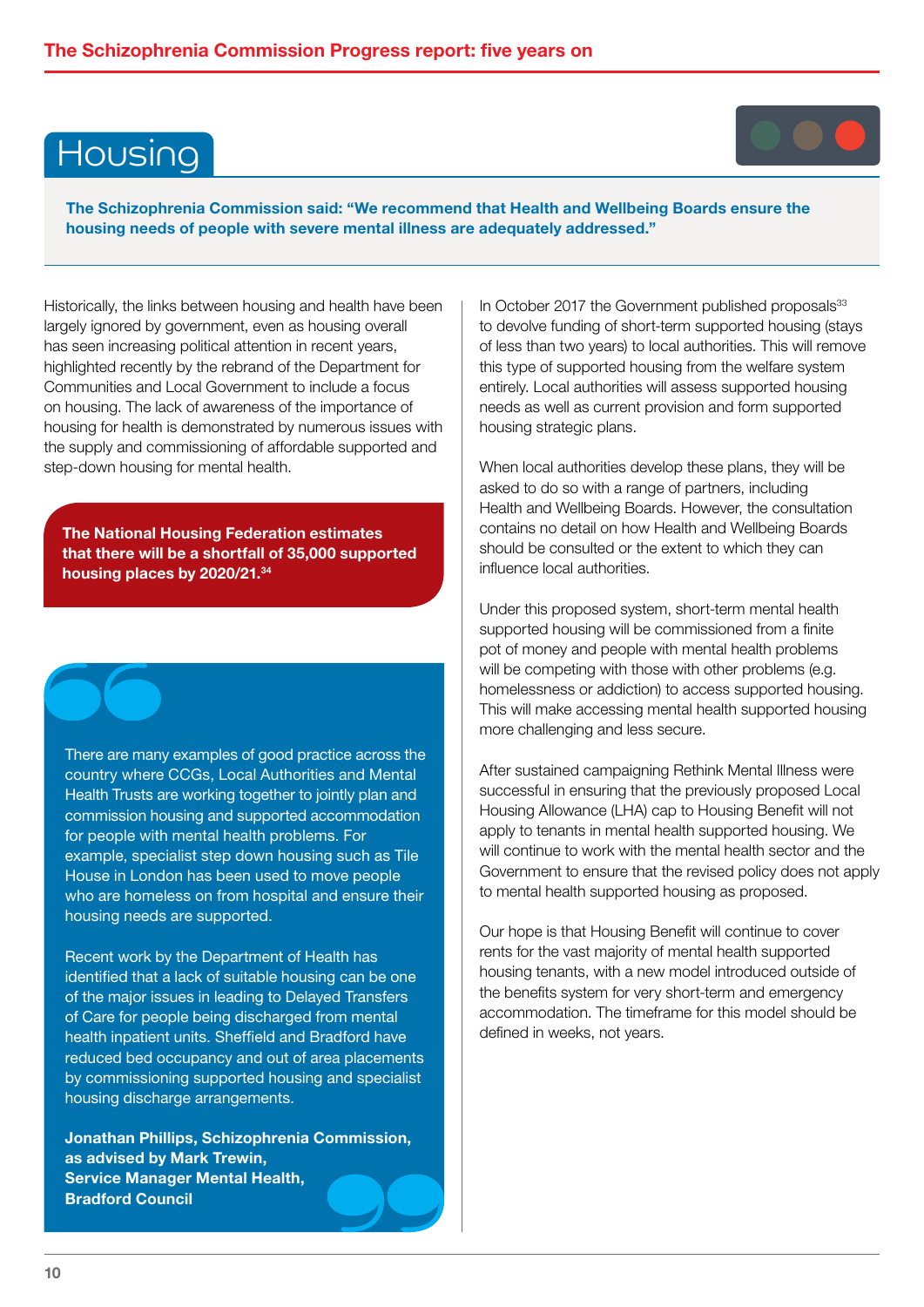# Housing

**The Schizophrenia Commission said: "We recommend that Health and Wellbeing Boards ensure the housing needs of people with severe mental illness are adequately addressed."**

Historically, the links between housing and health have been largely ignored by government, even as housing overall has seen increasing political attention in recent years, highlighted recently by the rebrand of the Department for Communities and Local Government to include a focus on housing. The lack of awareness of the importance of housing for health is demonstrated by numerous issues with the supply and commissioning of affordable supported and step-down housing for mental health.

**The National Housing Federation estimates that there will be a shortfall of 35,000 supported housing places by 2020/21.[34]**

> There are many examples of good practice across the country where CCGs, Local Authorities and Mental Health Trusts are working together to jointly plan and commission housing and supported accommodation for people with mental health problems. For example, specialist step down housing such as Tile House in London has been used to move people who are homeless on from hospital and ensure their housing needs are supported.
>
> Recent work by the Department of Health has identified that a lack of suitable housing can be one of the major issues in leading to Delayed Transfers of Care for people being discharged from mental health inpatient units. Sheffield and Bradford have reduced bed occupancy and out of area placements by commissioning supported housing and specialist housing discharge arrangements.
>
> **Jonathan Phillips, Schizophrenia Commission, as advised by Mark Trewin, Service Manager Mental Health, Bradford Council**

In October 2017 the Government published proposals[33] to devolve funding of short-term supported housing (stays of less than two years) to local authorities. This will remove this type of supported housing from the welfare system entirely. Local authorities will assess supported housing needs as well as current provision and form supported housing strategic plans.

When local authorities develop these plans, they will be asked to do so with a range of partners, including Health and Wellbeing Boards. However, the consultation contains no detail on how Health and Wellbeing Boards should be consulted or the extent to which they can influence local authorities.

Under this proposed system, short-term mental health supported housing will be commissioned from a finite pot of money and people with mental health problems will be competing with those with other problems (e.g. homelessness or addiction) to access supported housing. This will make accessing mental health supported housing more challenging and less secure.

After sustained campaigning Rethink Mental Illness were successful in ensuring that the previously proposed Local Housing Allowance (LHA) cap to Housing Benefit will not apply to tenants in mental health supported housing. We will continue to work with the mental health sector and the Government to ensure that the revised policy does not apply to mental health supported housing as proposed.

Our hope is that Housing Benefit will continue to cover rents for the vast majority of mental health supported housing tenants, with a new model introduced outside of the benefits system for very short-term and emergency accommodation. The timeframe for this model should be defined in weeks, not years.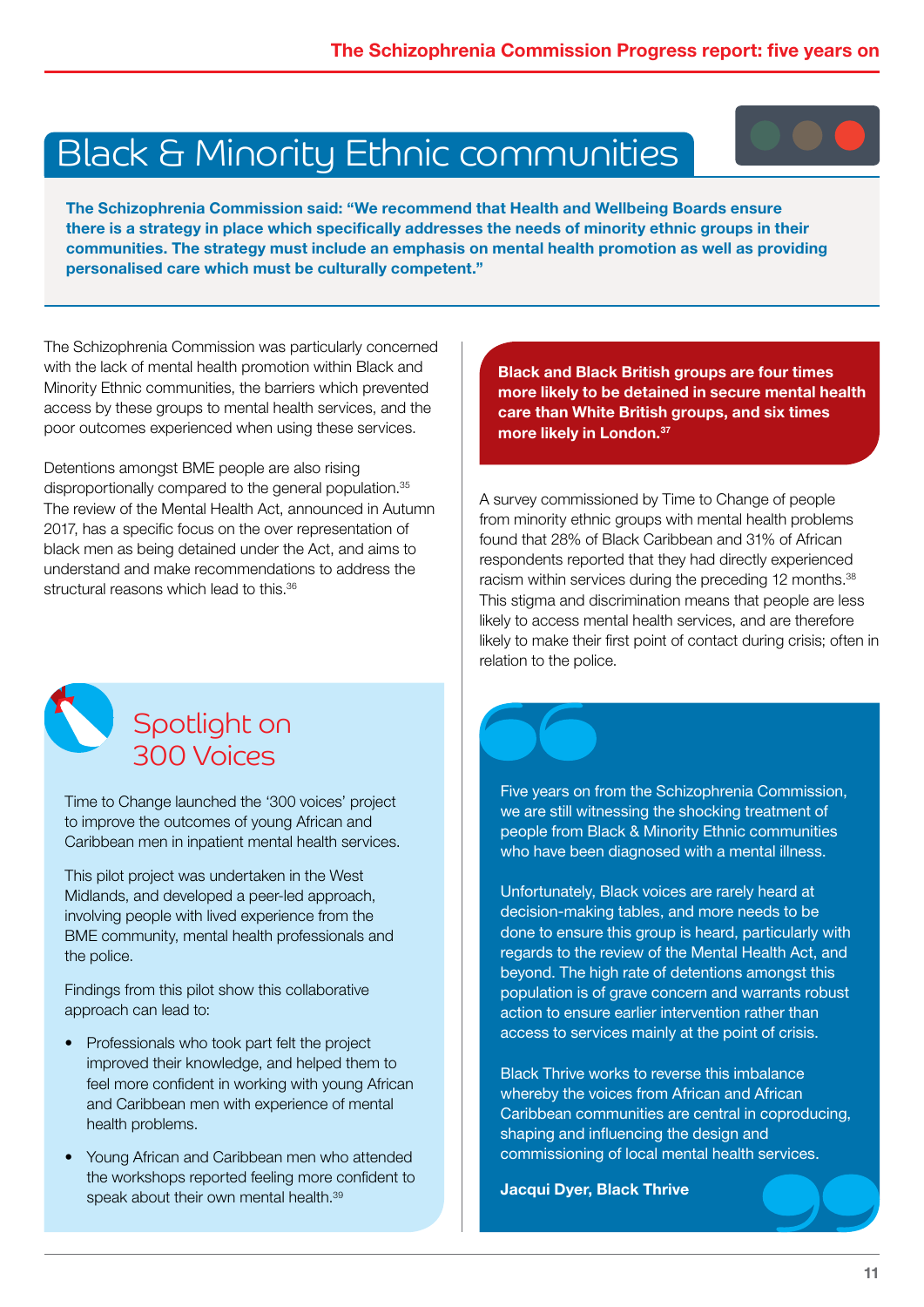# Black & Minority Ethnic communities

**The Schizophrenia Commission said: "We recommend that Health and Wellbeing Boards ensure there is a strategy in place which specifically addresses the needs of minority ethnic groups in their communities. The strategy must include an emphasis on mental health promotion as well as providing personalised care which must be culturally competent."**

The Schizophrenia Commission was particularly concerned with the lack of mental health promotion within Black and Minority Ethnic communities, the barriers which prevented access by these groups to mental health services, and the poor outcomes experienced when using these services.

Detentions amongst BME people are also rising disproportionally compared to the general population.[35] The review of the Mental Health Act, announced in Autumn 2017, has a specific focus on the over representation of black men as being detained under the Act, and aims to understand and make recommendations to address the structural reasons which lead to this.[36]

**Black and Black British groups are four times more likely to be detained in secure mental health care than White British groups, and six times more likely in London.[37]**

A survey commissioned by Time to Change of people from minority ethnic groups with mental health problems found that 28% of Black Caribbean and 31% of African respondents reported that they had directly experienced racism within services during the preceding 12 months.[38] This stigma and discrimination means that people are less likely to access mental health services, and are therefore likely to make their first point of contact during crisis; often in relation to the police.

## Spotlight on 300 Voices

Time to Change launched the '300 voices' project to improve the outcomes of young African and Caribbean men in inpatient mental health services.

This pilot project was undertaken in the West Midlands, and developed a peer-led approach, involving people with lived experience from the BME community, mental health professionals and the police.

Findings from this pilot show this collaborative approach can lead to:

- Professionals who took part felt the project improved their knowledge, and helped them to feel more confident in working with young African and Caribbean men with experience of mental health problems.
- Young African and Caribbean men who attended the workshops reported feeling more confident to speak about their own mental health.[39]

> Five years on from the Schizophrenia Commission, we are still witnessing the shocking treatment of people from Black & Minority Ethnic communities who have been diagnosed with a mental illness.
>
> Unfortunately, Black voices are rarely heard at decision-making tables, and more needs to be done to ensure this group is heard, particularly with regards to the review of the Mental Health Act, and beyond. The high rate of detentions amongst this population is of grave concern and warrants robust action to ensure earlier intervention rather than access to services mainly at the point of crisis.
>
> Black Thrive works to reverse this imbalance whereby the voices from African and African Caribbean communities are central in coproducing, shaping and influencing the design and commissioning of local mental health services.
>
> **Jacqui Dyer, Black Thrive**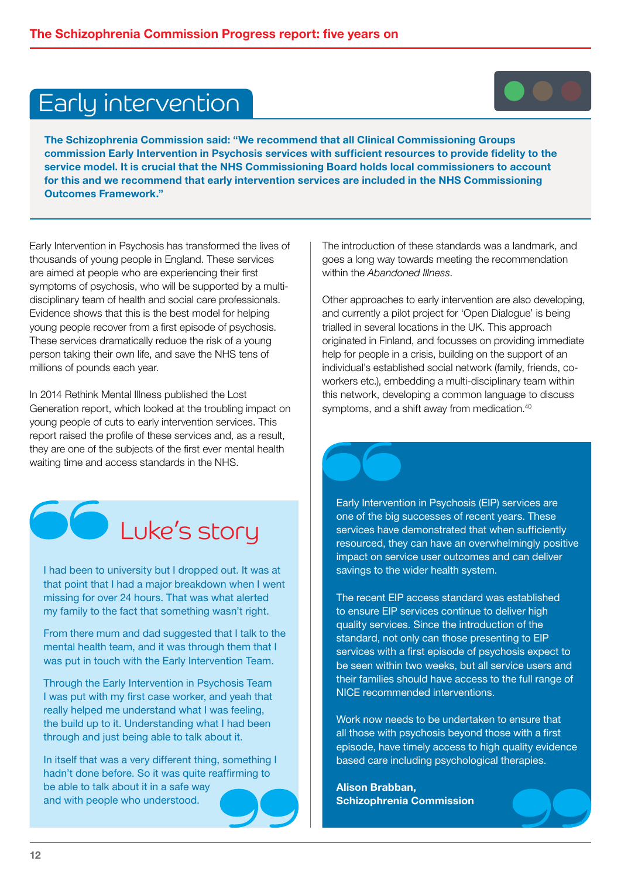# Early intervention

**The Schizophrenia Commission said: "We recommend that all Clinical Commissioning Groups commission Early Intervention in Psychosis services with sufficient resources to provide fidelity to the service model. It is crucial that the NHS Commissioning Board holds local commissioners to account for this and we recommend that early intervention services are included in the NHS Commissioning Outcomes Framework."**

Early Intervention in Psychosis has transformed the lives of thousands of young people in England. These services are aimed at people who are experiencing their first symptoms of psychosis, who will be supported by a multi-disciplinary team of health and social care professionals. Evidence shows that this is the best model for helping young people recover from a first episode of psychosis. These services dramatically reduce the risk of a young person taking their own life, and save the NHS tens of millions of pounds each year.

In 2014 Rethink Mental Illness published the Lost Generation report, which looked at the troubling impact on young people of cuts to early intervention services. This report raised the profile of these services and, as a result, they are one of the subjects of the first ever mental health waiting time and access standards in the NHS.

## Luke's story

I had been to university but I dropped out. It was at that point that I had a major breakdown when I went missing for over 24 hours. That was what alerted my family to the fact that something wasn't right.

From there mum and dad suggested that I talk to the mental health team, and it was through them that I was put in touch with the Early Intervention Team.

Through the Early Intervention in Psychosis Team I was put with my first case worker, and yeah that really helped me understand what I was feeling, the build up to it. Understanding what I had been through and just being able to talk about it.

In itself that was a very different thing, something I hadn't done before. So it was quite reaffirming to be able to talk about it in a safe way and with people who understood.

The introduction of these standards was a landmark, and goes a long way towards meeting the recommendation within the *Abandoned Illness*.

Other approaches to early intervention are also developing, and currently a pilot project for 'Open Dialogue' is being trialled in several locations in the UK. This approach originated in Finland, and focusses on providing immediate help for people in a crisis, building on the support of an individual's established social network (family, friends, co-workers etc.), embedding a multi-disciplinary team within this network, developing a common language to discuss symptoms, and a shift away from medication.[40]

Early Intervention in Psychosis (EIP) services are one of the big successes of recent years. These services have demonstrated that when sufficiently resourced, they can have an overwhelmingly positive impact on service user outcomes and can deliver savings to the wider health system.

The recent EIP access standard was established to ensure EIP services continue to deliver high quality services. Since the introduction of the standard, not only can those presenting to EIP services with a first episode of psychosis expect to be seen within two weeks, but all service users and their families should have access to the full range of NICE recommended interventions.

Work now needs to be undertaken to ensure that all those with psychosis beyond those with a first episode, have timely access to high quality evidence based care including psychological therapies.

**Alison Brabban,**
**Schizophrenia Commission**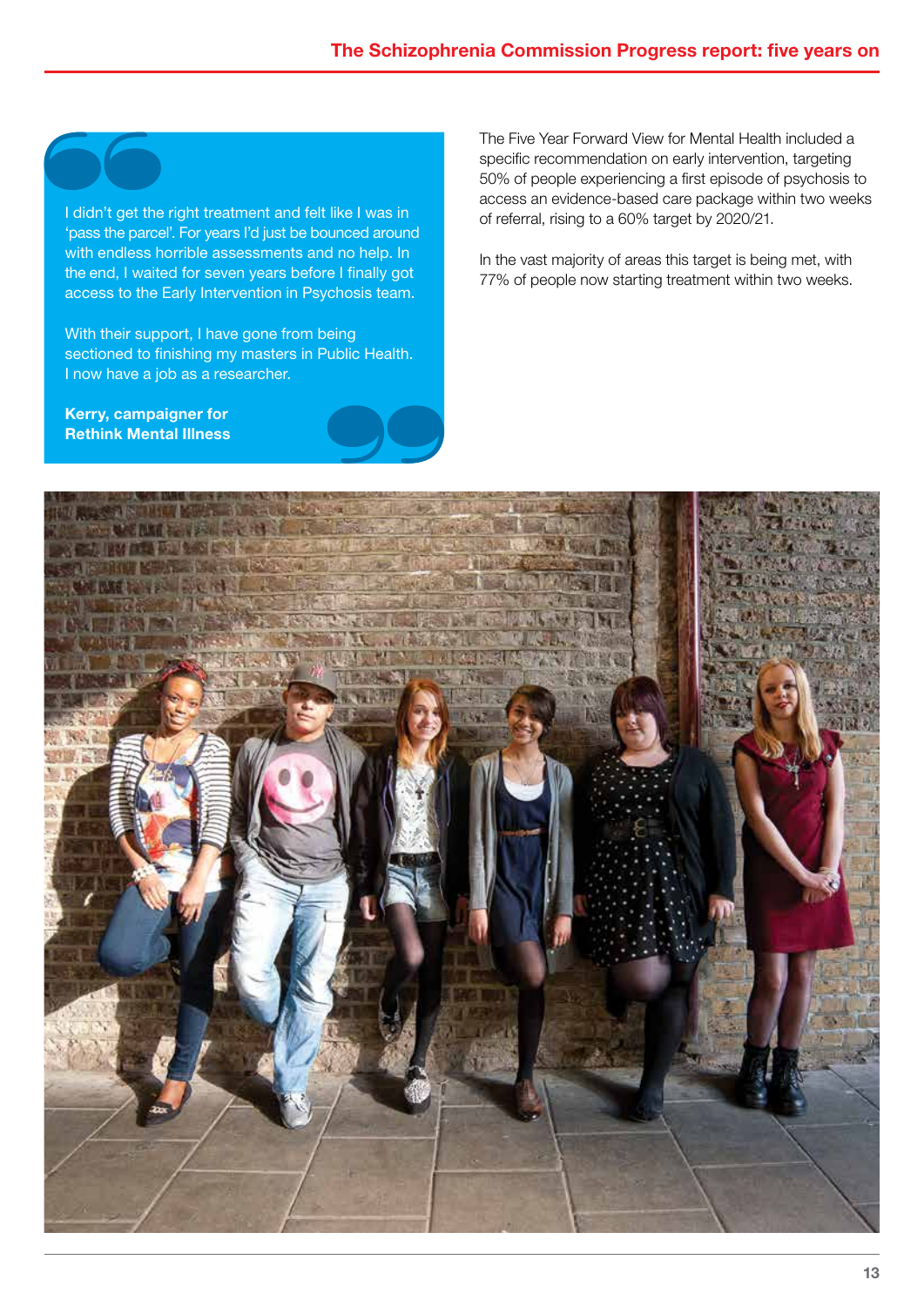> I didn't get the right treatment and felt like I was in 'pass the parcel'. For years I'd just be bounced around with endless horrible assessments and no help. In the end, I waited for seven years before I finally got access to the Early Intervention in Psychosis team.
>
> With their support, I have gone from being sectioned to finishing my masters in Public Health. I now have a job as a researcher.
>
> **Kerry, campaigner for Rethink Mental Illness**

The Five Year Forward View for Mental Health included a specific recommendation on early intervention, targeting 50% of people experiencing a first episode of psychosis to access an evidence-based care package within two weeks of referral, rising to a 60% target by 2020/21.

In the vast majority of areas this target is being met, with 77% of people now starting treatment within two weeks.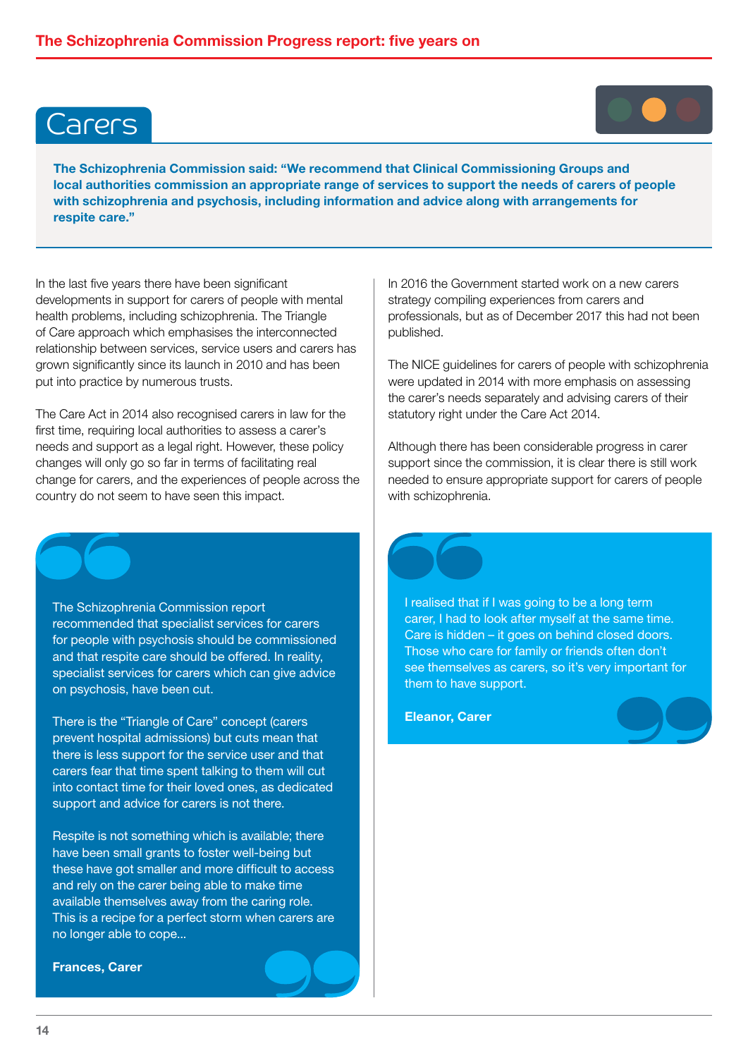# Carers

**The Schizophrenia Commission said: "We recommend that Clinical Commissioning Groups and local authorities commission an appropriate range of services to support the needs of carers of people with schizophrenia and psychosis, including information and advice along with arrangements for respite care."**

In the last five years there have been significant developments in support for carers of people with mental health problems, including schizophrenia. The Triangle of Care approach which emphasises the interconnected relationship between services, service users and carers has grown significantly since its launch in 2010 and has been put into practice by numerous trusts.

The Care Act in 2014 also recognised carers in law for the first time, requiring local authorities to assess a carer's needs and support as a legal right. However, these policy changes will only go so far in terms of facilitating real change for carers, and the experiences of people across the country do not seem to have seen this impact.

> The Schizophrenia Commission report recommended that specialist services for carers for people with psychosis should be commissioned and that respite care should be offered. In reality, specialist services for carers which can give advice on psychosis, have been cut.
>
> There is the "Triangle of Care" concept (carers prevent hospital admissions) but cuts mean that there is less support for the service user and that carers fear that time spent talking to them will cut into contact time for their loved ones, as dedicated support and advice for carers is not there.
>
> Respite is not something which is available; there have been small grants to foster well-being but these have got smaller and more difficult to access and rely on the carer being able to make time available themselves away from the caring role. This is a recipe for a perfect storm when carers are no longer able to cope...
>
> **Frances, Carer**

In 2016 the Government started work on a new carers strategy compiling experiences from carers and professionals, but as of December 2017 this had not been published.

The NICE guidelines for carers of people with schizophrenia were updated in 2014 with more emphasis on assessing the carer's needs separately and advising carers of their statutory right under the Care Act 2014.

Although there has been considerable progress in carer support since the commission, it is clear there is still work needed to ensure appropriate support for carers of people with schizophrenia.

> I realised that if I was going to be a long term carer, I had to look after myself at the same time. Care is hidden – it goes on behind closed doors. Those who care for family or friends often don't see themselves as carers, so it's very important for them to have support.
>
> **Eleanor, Carer**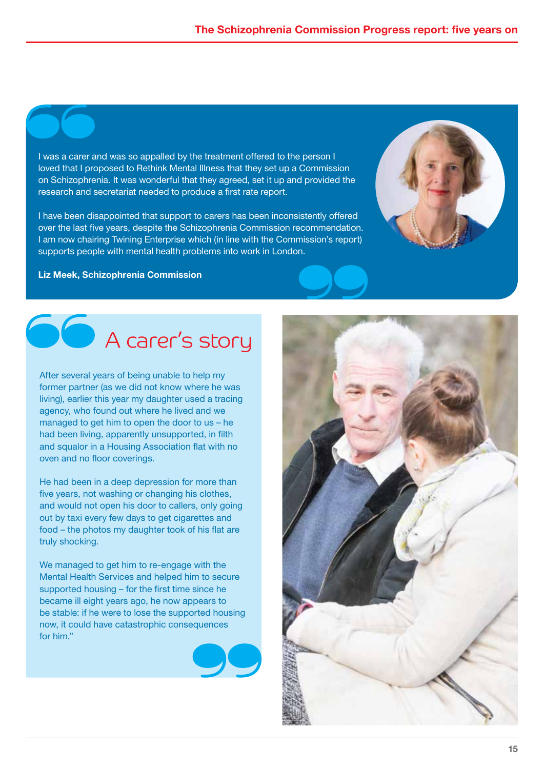I was a carer and was so appalled by the treatment offered to the person I loved that I proposed to Rethink Mental Illness that they set up a Commission on Schizophrenia. It was wonderful that they agreed, set it up and provided the research and secretariat needed to produce a first rate report.

I have been disappointed that support to carers has been inconsistently offered over the last five years, despite the Schizophrenia Commission recommendation. I am now chairing Twining Enterprise which (in line with the Commission's report) supports people with mental health problems into work in London.

**Liz Meek, Schizophrenia Commission**

## A carer's story

After several years of being unable to help my former partner (as we did not know where he was living), earlier this year my daughter used a tracing agency, who found out where he lived and we managed to get him to open the door to us – he had been living, apparently unsupported, in filth and squalor in a Housing Association flat with no oven and no floor coverings.

He had been in a deep depression for more than five years, not washing or changing his clothes, and would not open his door to callers, only going out by taxi every few days to get cigarettes and food – the photos my daughter took of his flat are truly shocking.

We managed to get him to re-engage with the Mental Health Services and helped him to secure supported housing – for the first time since he became ill eight years ago, he now appears to be stable: if he were to lose the supported housing now, it could have catastrophic consequences for him."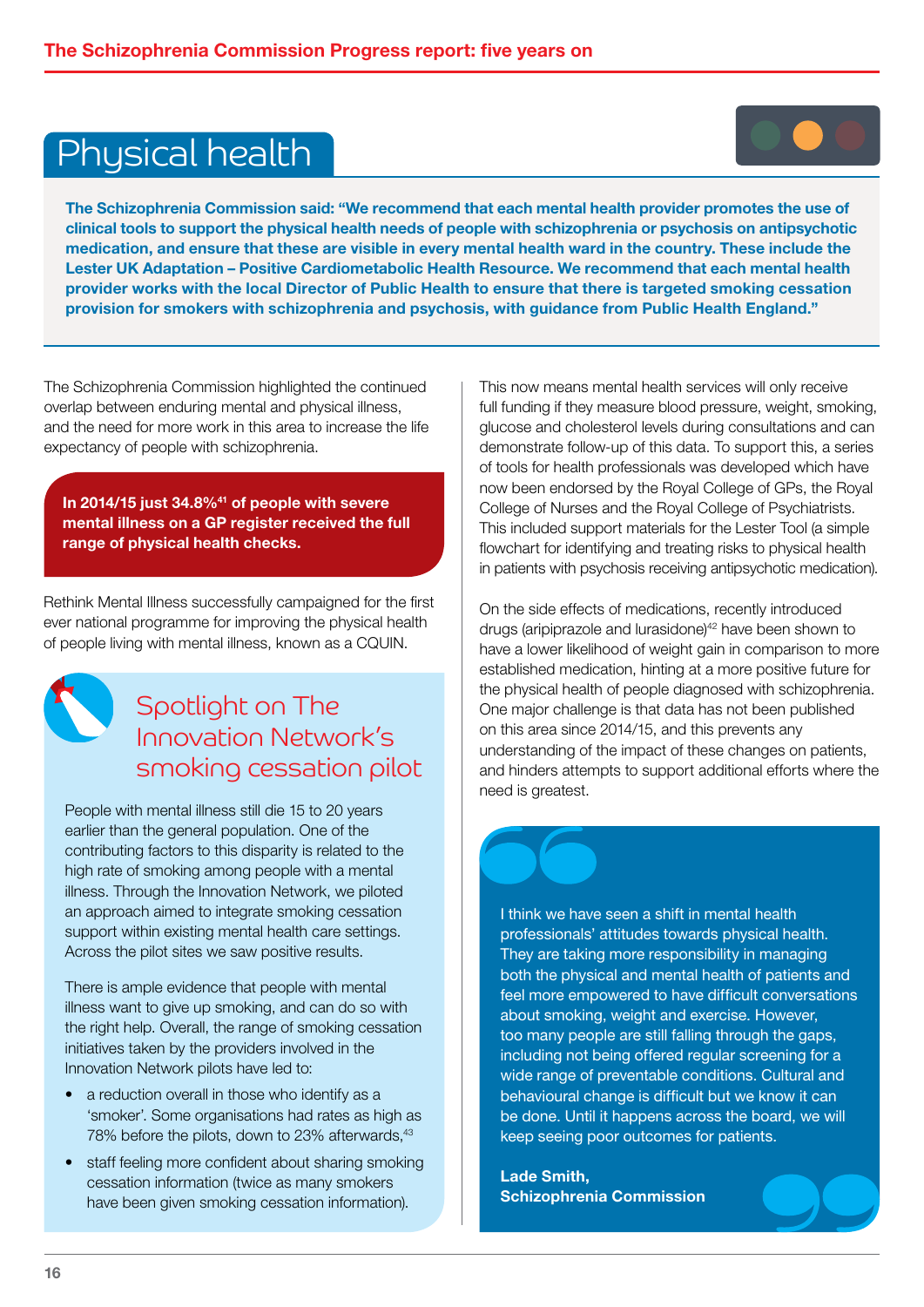# Physical health

**The Schizophrenia Commission said: "We recommend that each mental health provider promotes the use of clinical tools to support the physical health needs of people with schizophrenia or psychosis on antipsychotic medication, and ensure that these are visible in every mental health ward in the country. These include the Lester UK Adaptation – Positive Cardiometabolic Health Resource. We recommend that each mental health provider works with the local Director of Public Health to ensure that there is targeted smoking cessation provision for smokers with schizophrenia and psychosis, with guidance from Public Health England."**

The Schizophrenia Commission highlighted the continued overlap between enduring mental and physical illness, and the need for more work in this area to increase the life expectancy of people with schizophrenia.

**In 2014/15 just 34.8%[41] of people with severe mental illness on a GP register received the full range of physical health checks.**

Rethink Mental Illness successfully campaigned for the first ever national programme for improving the physical health of people living with mental illness, known as a CQUIN.

## Spotlight on The Innovation Network's smoking cessation pilot

People with mental illness still die 15 to 20 years earlier than the general population. One of the contributing factors to this disparity is related to the high rate of smoking among people with a mental illness. Through the Innovation Network, we piloted an approach aimed to integrate smoking cessation support within existing mental health care settings. Across the pilot sites we saw positive results.

There is ample evidence that people with mental illness want to give up smoking, and can do so with the right help. Overall, the range of smoking cessation initiatives taken by the providers involved in the Innovation Network pilots have led to:

- a reduction overall in those who identify as a 'smoker'. Some organisations had rates as high as 78% before the pilots, down to 23% afterwards,[43]
- staff feeling more confident about sharing smoking cessation information (twice as many smokers have been given smoking cessation information).

This now means mental health services will only receive full funding if they measure blood pressure, weight, smoking, glucose and cholesterol levels during consultations and can demonstrate follow-up of this data. To support this, a series of tools for health professionals was developed which have now been endorsed by the Royal College of GPs, the Royal College of Nurses and the Royal College of Psychiatrists. This included support materials for the Lester Tool (a simple flowchart for identifying and treating risks to physical health in patients with psychosis receiving antipsychotic medication).

On the side effects of medications, recently introduced drugs (aripiprazole and lurasidone)[42] have been shown to have a lower likelihood of weight gain in comparison to more established medication, hinting at a more positive future for the physical health of people diagnosed with schizophrenia. One major challenge is that data has not been published on this area since 2014/15, and this prevents any understanding of the impact of these changes on patients, and hinders attempts to support additional efforts where the need is greatest.

> I think we have seen a shift in mental health professionals' attitudes towards physical health. They are taking more responsibility in managing both the physical and mental health of patients and feel more empowered to have difficult conversations about smoking, weight and exercise. However, too many people are still falling through the gaps, including not being offered regular screening for a wide range of preventable conditions. Cultural and behavioural change is difficult but we know it can be done. Until it happens across the board, we will keep seeing poor outcomes for patients.
>
> **Lade Smith, Schizophrenia Commission**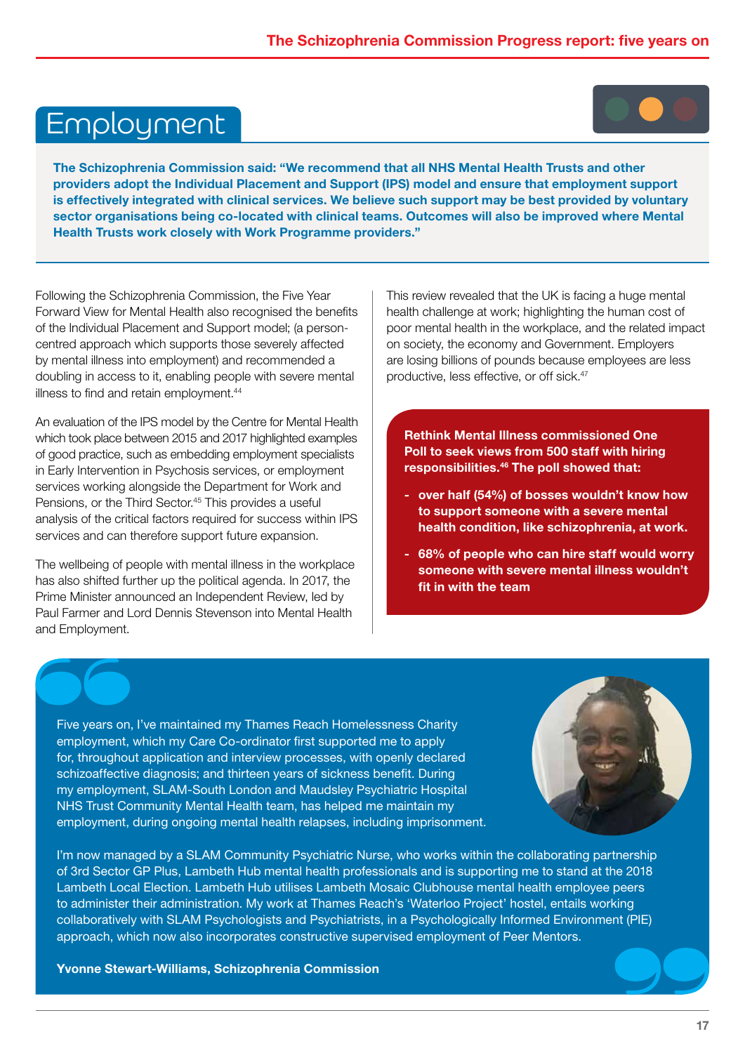# Employment

**The Schizophrenia Commission said: "We recommend that all NHS Mental Health Trusts and other providers adopt the Individual Placement and Support (IPS) model and ensure that employment support is effectively integrated with clinical services. We believe such support may be best provided by voluntary sector organisations being co-located with clinical teams. Outcomes will also be improved where Mental Health Trusts work closely with Work Programme providers."**

Following the Schizophrenia Commission, the Five Year Forward View for Mental Health also recognised the benefits of the Individual Placement and Support model; (a person-centred approach which supports those severely affected by mental illness into employment) and recommended a doubling in access to it, enabling people with severe mental illness to find and retain employment.[44]

An evaluation of the IPS model by the Centre for Mental Health which took place between 2015 and 2017 highlighted examples of good practice, such as embedding employment specialists in Early Intervention in Psychosis services, or employment services working alongside the Department for Work and Pensions, or the Third Sector.[45] This provides a useful analysis of the critical factors required for success within IPS services and can therefore support future expansion.

The wellbeing of people with mental illness in the workplace has also shifted further up the political agenda. In 2017, the Prime Minister announced an Independent Review, led by Paul Farmer and Lord Dennis Stevenson into Mental Health and Employment.

This review revealed that the UK is facing a huge mental health challenge at work; highlighting the human cost of poor mental health in the workplace, and the related impact on society, the economy and Government. Employers are losing billions of pounds because employees are less productive, less effective, or off sick.[47]

**Rethink Mental Illness commissioned One Poll to seek views from 500 staff with hiring responsibilities.[46] The poll showed that:**

- **over half (54%) of bosses wouldn't know how to support someone with a severe mental health condition, like schizophrenia, at work.**
- **68% of people who can hire staff would worry someone with severe mental illness wouldn't fit in with the team**

Five years on, I've maintained my Thames Reach Homelessness Charity employment, which my Care Co-ordinator first supported me to apply for, throughout application and interview processes, with openly declared schizoaffective diagnosis; and thirteen years of sickness benefit. During my employment, SLAM-South London and Maudsley Psychiatric Hospital NHS Trust Community Mental Health team, has helped me maintain my employment, during ongoing mental health relapses, including imprisonment.

I'm now managed by a SLAM Community Psychiatric Nurse, who works within the collaborating partnership of 3rd Sector GP Plus, Lambeth Hub mental health professionals and is supporting me to stand at the 2018 Lambeth Local Election. Lambeth Hub utilises Lambeth Mosaic Clubhouse mental health employee peers to administer their administration. My work at Thames Reach's 'Waterloo Project' hostel, entails working collaboratively with SLAM Psychologists and Psychiatrists, in a Psychologically Informed Environment (PIE) approach, which now also incorporates constructive supervised employment of Peer Mentors.

**Yvonne Stewart-Williams, Schizophrenia Commission**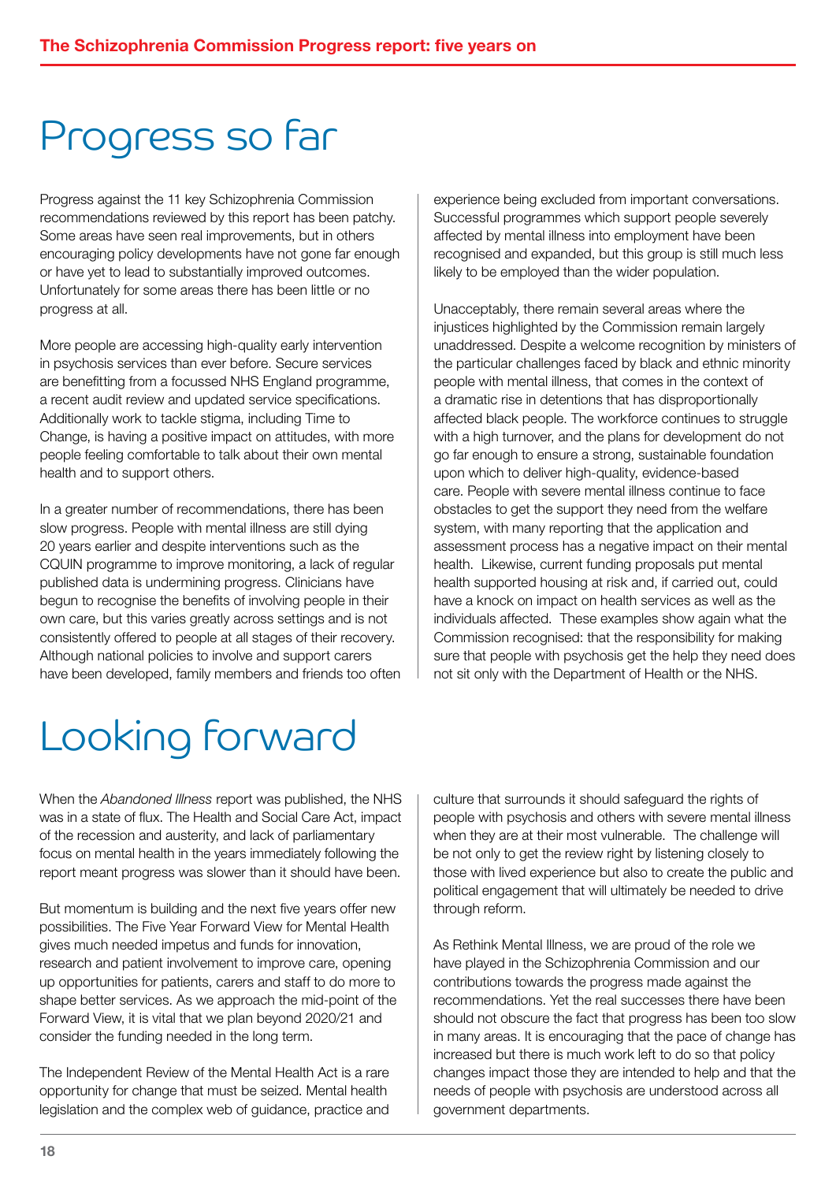# Progress so far

Progress against the 11 key Schizophrenia Commission recommendations reviewed by this report has been patchy. Some areas have seen real improvements, but in others encouraging policy developments have not gone far enough or have yet to lead to substantially improved outcomes. Unfortunately for some areas there has been little or no progress at all.

More people are accessing high-quality early intervention in psychosis services than ever before. Secure services are benefitting from a focussed NHS England programme, a recent audit review and updated service specifications. Additionally work to tackle stigma, including Time to Change, is having a positive impact on attitudes, with more people feeling comfortable to talk about their own mental health and to support others.

In a greater number of recommendations, there has been slow progress. People with mental illness are still dying 20 years earlier and despite interventions such as the CQUIN programme to improve monitoring, a lack of regular published data is undermining progress. Clinicians have begun to recognise the benefits of involving people in their own care, but this varies greatly across settings and is not consistently offered to people at all stages of their recovery. Although national policies to involve and support carers have been developed, family members and friends too often experience being excluded from important conversations. Successful programmes which support people severely affected by mental illness into employment have been recognised and expanded, but this group is still much less likely to be employed than the wider population.

Unacceptably, there remain several areas where the injustices highlighted by the Commission remain largely unaddressed. Despite a welcome recognition by ministers of the particular challenges faced by black and ethnic minority people with mental illness, that comes in the context of a dramatic rise in detentions that has disproportionally affected black people. The workforce continues to struggle with a high turnover, and the plans for development do not go far enough to ensure a strong, sustainable foundation upon which to deliver high-quality, evidence-based care. People with severe mental illness continue to face obstacles to get the support they need from the welfare system, with many reporting that the application and assessment process has a negative impact on their mental health. Likewise, current funding proposals put mental health supported housing at risk and, if carried out, could have a knock on impact on health services as well as the individuals affected. These examples show again what the Commission recognised: that the responsibility for making sure that people with psychosis get the help they need does not sit only with the Department of Health or the NHS.

# Looking forward

When the *Abandoned Illness* report was published, the NHS was in a state of flux. The Health and Social Care Act, impact of the recession and austerity, and lack of parliamentary focus on mental health in the years immediately following the report meant progress was slower than it should have been.

But momentum is building and the next five years offer new possibilities. The Five Year Forward View for Mental Health gives much needed impetus and funds for innovation, research and patient involvement to improve care, opening up opportunities for patients, carers and staff to do more to shape better services. As we approach the mid-point of the Forward View, it is vital that we plan beyond 2020/21 and consider the funding needed in the long term.

The Independent Review of the Mental Health Act is a rare opportunity for change that must be seized. Mental health legislation and the complex web of guidance, practice and culture that surrounds it should safeguard the rights of people with psychosis and others with severe mental illness when they are at their most vulnerable. The challenge will be not only to get the review right by listening closely to those with lived experience but also to create the public and political engagement that will ultimately be needed to drive through reform.

As Rethink Mental Illness, we are proud of the role we have played in the Schizophrenia Commission and our contributions towards the progress made against the recommendations. Yet the real successes there have been should not obscure the fact that progress has been too slow in many areas. It is encouraging that the pace of change has increased but there is much work left to do so that policy changes impact those they are intended to help and that the needs of people with psychosis are understood across all government departments.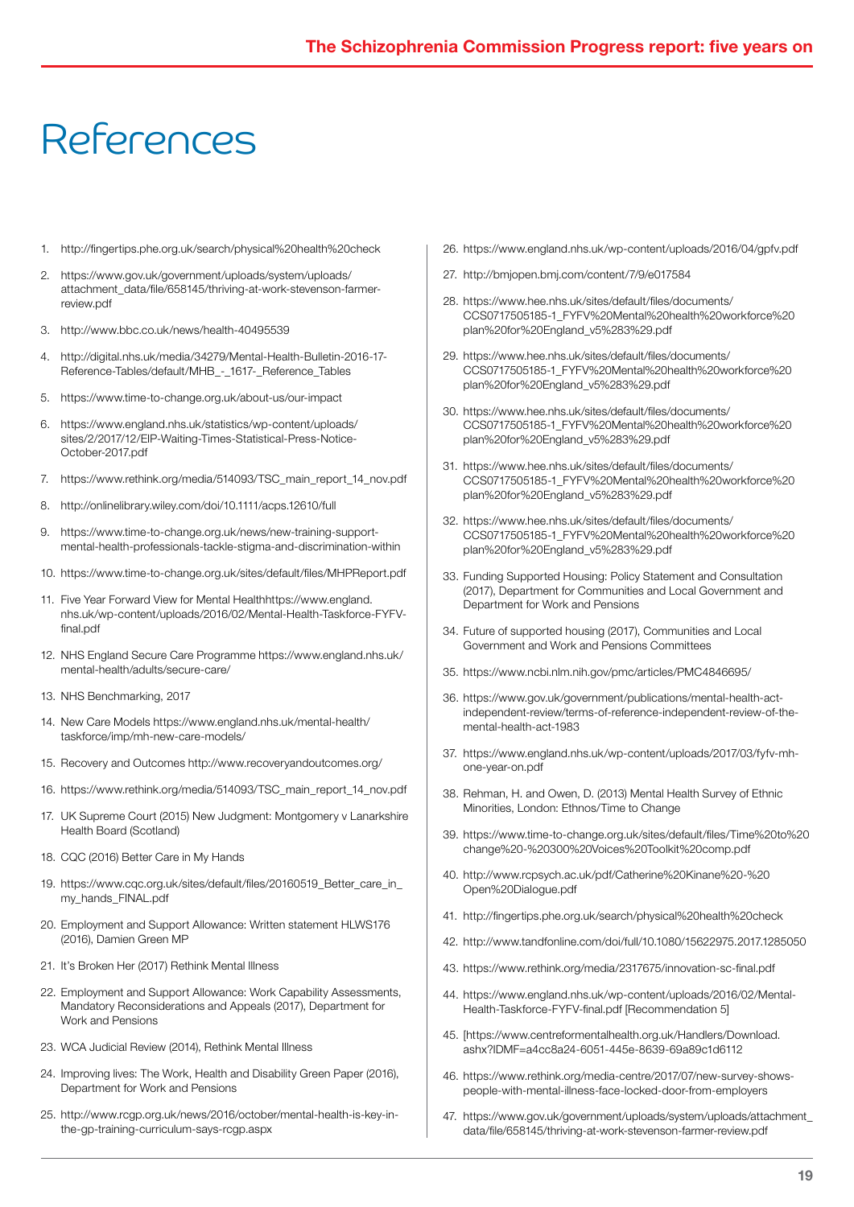# References

1. http://fingertips.phe.org.uk/search/physical%20health%20check
2. https://www.gov.uk/government/uploads/system/uploads/attachment_data/file/658145/thriving-at-work-stevenson-farmer-review.pdf
3. http://www.bbc.co.uk/news/health-40495539
4. http://digital.nhs.uk/media/34279/Mental-Health-Bulletin-2016-17-Reference-Tables/default/MHB_-_1617-_Reference_Tables
5. https://www.time-to-change.org.uk/about-us/our-impact
6. https://www.england.nhs.uk/statistics/wp-content/uploads/sites/2/2017/12/EIP-Waiting-Times-Statistical-Press-Notice-October-2017.pdf
7. https://www.rethink.org/media/514093/TSC_main_report_14_nov.pdf
8. http://onlinelibrary.wiley.com/doi/10.1111/acps.12610/full
9. https://www.time-to-change.org.uk/news/new-training-support-mental-health-professionals-tackle-stigma-and-discrimination-within
10. https://www.time-to-change.org.uk/sites/default/files/MHPReport.pdf
11. Five Year Forward View for Mental Healthhttps://www.england.nhs.uk/wp-content/uploads/2016/02/Mental-Health-Taskforce-FYFV-final.pdf
12. NHS England Secure Care Programme https://www.england.nhs.uk/mental-health/adults/secure-care/
13. NHS Benchmarking, 2017
14. New Care Models https://www.england.nhs.uk/mental-health/taskforce/imp/mh-new-care-models/
15. Recovery and Outcomes http://www.recoveryandoutcomes.org/
16. https://www.rethink.org/media/514093/TSC_main_report_14_nov.pdf
17. UK Supreme Court (2015) New Judgment: Montgomery v Lanarkshire Health Board (Scotland)
18. CQC (2016) Better Care in My Hands
19. https://www.cqc.org.uk/sites/default/files/20160519_Better_care_in_my_hands_FINAL.pdf
20. Employment and Support Allowance: Written statement HLWS176 (2016), Damien Green MP
21. It's Broken Her (2017) Rethink Mental Illness
22. Employment and Support Allowance: Work Capability Assessments, Mandatory Reconsiderations and Appeals (2017), Department for Work and Pensions
23. WCA Judicial Review (2014), Rethink Mental Illness
24. Improving lives: The Work, Health and Disability Green Paper (2016), Department for Work and Pensions
25. http://www.rcgp.org.uk/news/2016/october/mental-health-is-key-in-the-gp-training-curriculum-says-rcgp.aspx
26. https://www.england.nhs.uk/wp-content/uploads/2016/04/gpfv.pdf
27. http://bmjopen.bmj.com/content/7/9/e017584
28. https://www.hee.nhs.uk/sites/default/files/documents/CCS0717505185-1_FYFV%20Mental%20health%20workforce%20plan%20for%20England_v5%283%29.pdf
29. https://www.hee.nhs.uk/sites/default/files/documents/CCS0717505185-1_FYFV%20Mental%20health%20workforce%20plan%20for%20England_v5%283%29.pdf
30. https://www.hee.nhs.uk/sites/default/files/documents/CCS0717505185-1_FYFV%20Mental%20health%20workforce%20plan%20for%20England_v5%283%29.pdf
31. https://www.hee.nhs.uk/sites/default/files/documents/CCS0717505185-1_FYFV%20Mental%20health%20workforce%20plan%20for%20England_v5%283%29.pdf
32. https://www.hee.nhs.uk/sites/default/files/documents/CCS0717505185-1_FYFV%20Mental%20health%20workforce%20plan%20for%20England_v5%283%29.pdf
33. Funding Supported Housing: Policy Statement and Consultation (2017), Department for Communities and Local Government and Department for Work and Pensions
34. Future of supported housing (2017), Communities and Local Government and Work and Pensions Committees
35. https://www.ncbi.nlm.nih.gov/pmc/articles/PMC4846695/
36. https://www.gov.uk/government/publications/mental-health-act-independent-review/terms-of-reference-independent-review-of-the-mental-health-act-1983
37. https://www.england.nhs.uk/wp-content/uploads/2017/03/fyfv-mh-one-year-on.pdf
38. Rehman, H. and Owen, D. (2013) Mental Health Survey of Ethnic Minorities, London: Ethnos/Time to Change
39. https://www.time-to-change.org.uk/sites/default/files/Time%20to%20change%20-%20300%20Voices%20Toolkit%20comp.pdf
40. http://www.rcpsych.ac.uk/pdf/Catherine%20Kinane%20-%20Open%20Dialogue.pdf
41. http://fingertips.phe.org.uk/search/physical%20health%20check
42. http://www.tandfonline.com/doi/full/10.1080/15622975.2017.1285050
43. https://www.rethink.org/media/2317675/innovation-sc-final.pdf
44. https://www.england.nhs.uk/wp-content/uploads/2016/02/Mental-Health-Taskforce-FYFV-final.pdf [Recommendation 5]
45. [https://www.centreformentalhealth.org.uk/Handlers/Download.ashx?IDMF=a4cc8a24-6051-445e-8639-69a89c1d6112
46. https://www.rethink.org/media-centre/2017/07/new-survey-shows-people-with-mental-illness-face-locked-door-from-employers
47. https://www.gov.uk/government/uploads/system/uploads/attachment_data/file/658145/thriving-at-work-stevenson-farmer-review.pdf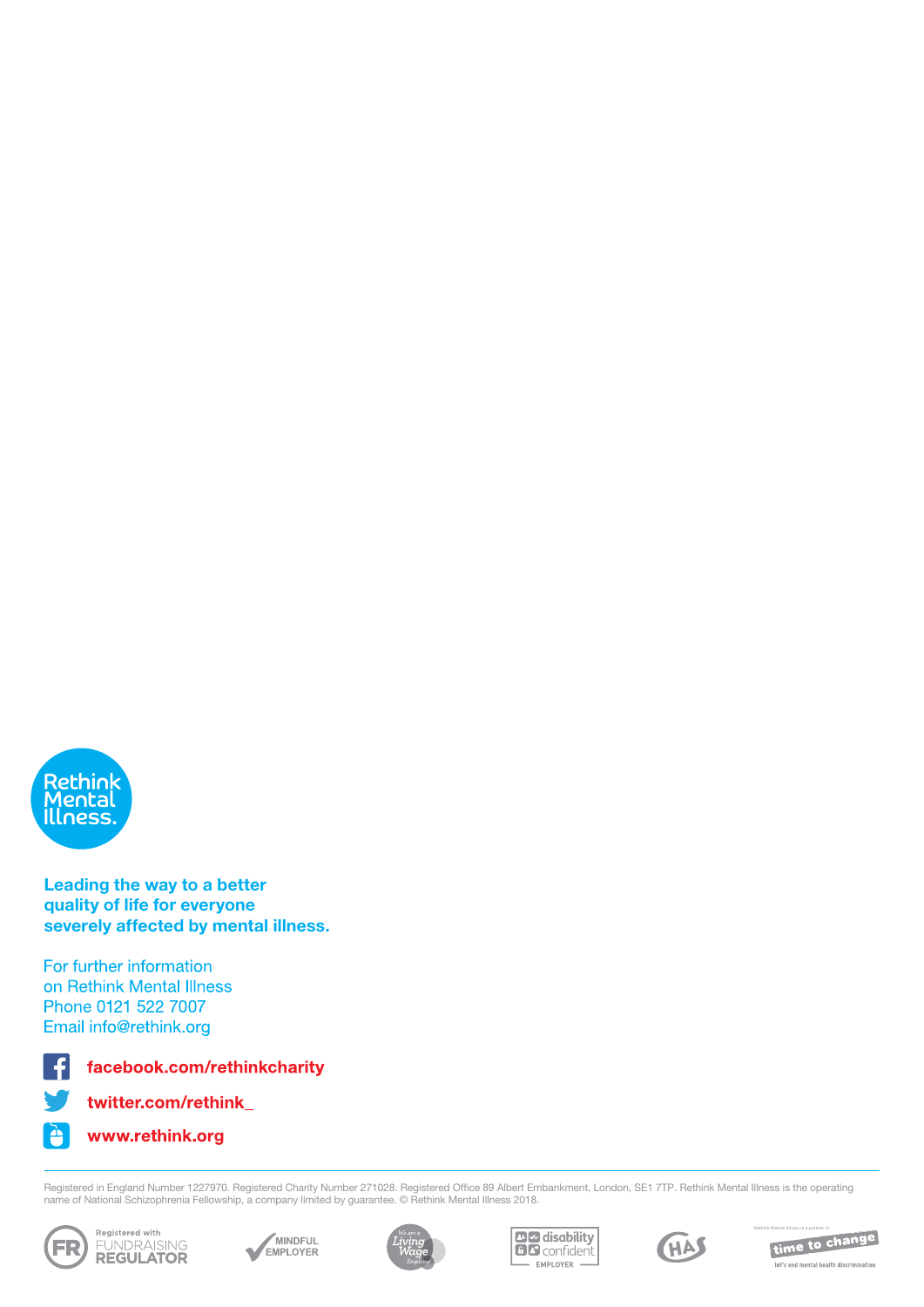Rethink Mental Illness.

**Leading the way to a better quality of life for everyone severely affected by mental illness.**

For further information
on Rethink Mental Illness
Phone 0121 522 7007
Email info@rethink.org

**facebook.com/rethinkcharity**

**twitter.com/rethink_**

**www.rethink.org**

Registered in England Number 1227970. Registered Charity Number 271028. Registered Office 89 Albert Embankment, London, SE1 7TP. Rethink Mental Illness is the operating name of National Schizophrenia Fellowship, a company limited by guarantee. © Rethink Mental Illness 2018.

Registered with FUNDRAISING REGULATOR

MINDFUL EMPLOYER

We are a Living Wage Employer

disability confident EMPLOYER

HAS

Rethink Mental Illness is a partner in time to change – let's end mental health discrimination